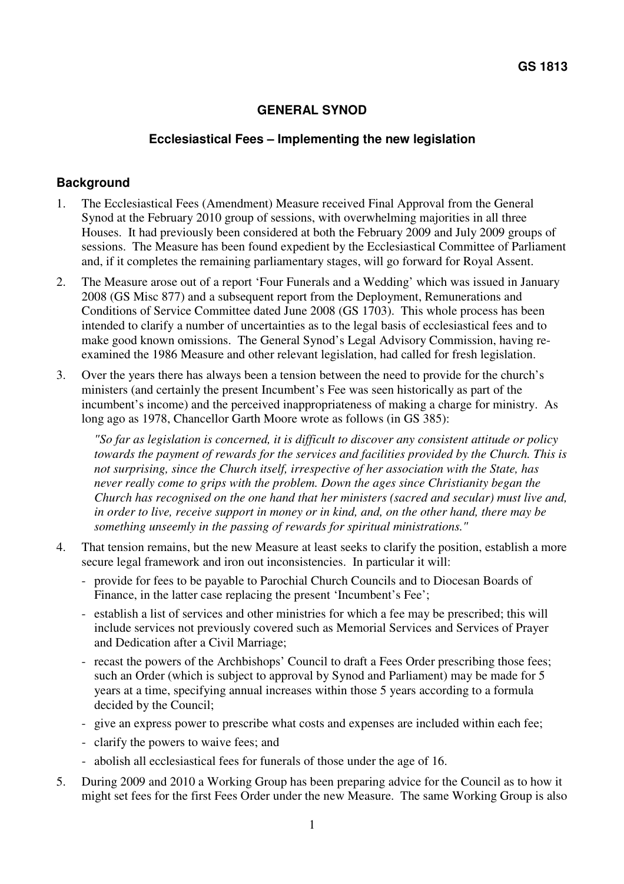GS 1813

# GENERAL SYNOD

## Ecclesiastical Fees – Implementing the new legislation

### Background

1. The Ecclesiastical Fees (Amendment) Measure received Final Approval from the General Synod at the February 2010 group of sessions, with overwhelming majorities in all three Houses. It had previously been considered at both the February 2009 and July 2009 groups of sessions. The Measure has been found expedient by the Ecclesiastical Committee of Parliament and, if it completes the remaining parliamentary stages, will go forward for Royal Assent.

2. The Measure arose out of a report 'Four Funerals and a Wedding' which was issued in January 2008 (GS Misc 877) and a subsequent report from the Deployment, Remunerations and Conditions of Service Committee dated June 2008 (GS 1703). This whole process has been intended to clarify a number of uncertainties as to the legal basis of ecclesiastical fees and to make good known omissions. The General Synod's Legal Advisory Commission, having re-examined the 1986 Measure and other relevant legislation, had called for fresh legislation.

3. Over the years there has always been a tension between the need to provide for the church's ministers (and certainly the present Incumbent's Fee was seen historically as part of the incumbent's income) and the perceived inappropriateness of making a charge for ministry. As long ago as 1978, Chancellor Garth Moore wrote as follows (in GS 385):

   *"So far as legislation is concerned, it is difficult to discover any consistent attitude or policy towards the payment of rewards for the services and facilities provided by the Church. This is not surprising, since the Church itself, irrespective of her association with the State, has never really come to grips with the problem. Down the ages since Christianity began the Church has recognised on the one hand that her ministers (sacred and secular) must live and, in order to live, receive support in money or in kind, and, on the other hand, there may be something unseemly in the passing of rewards for spiritual ministrations."*

4. That tension remains, but the new Measure at least seeks to clarify the position, establish a more secure legal framework and iron out inconsistencies. In particular it will:
   - provide for fees to be payable to Parochial Church Councils and to Diocesan Boards of Finance, in the latter case replacing the present 'Incumbent's Fee';
   - establish a list of services and other ministries for which a fee may be prescribed; this will include services not previously covered such as Memorial Services and Services of Prayer and Dedication after a Civil Marriage;
   - recast the powers of the Archbishops' Council to draft a Fees Order prescribing those fees; such an Order (which is subject to approval by Synod and Parliament) may be made for 5 years at a time, specifying annual increases within those 5 years according to a formula decided by the Council;
   - give an express power to prescribe what costs and expenses are included within each fee;
   - clarify the powers to waive fees; and
   - abolish all ecclesiastical fees for funerals of those under the age of 16.

5. During 2009 and 2010 a Working Group has been preparing advice for the Council as to how it might set fees for the first Fees Order under the new Measure. The same Working Group is also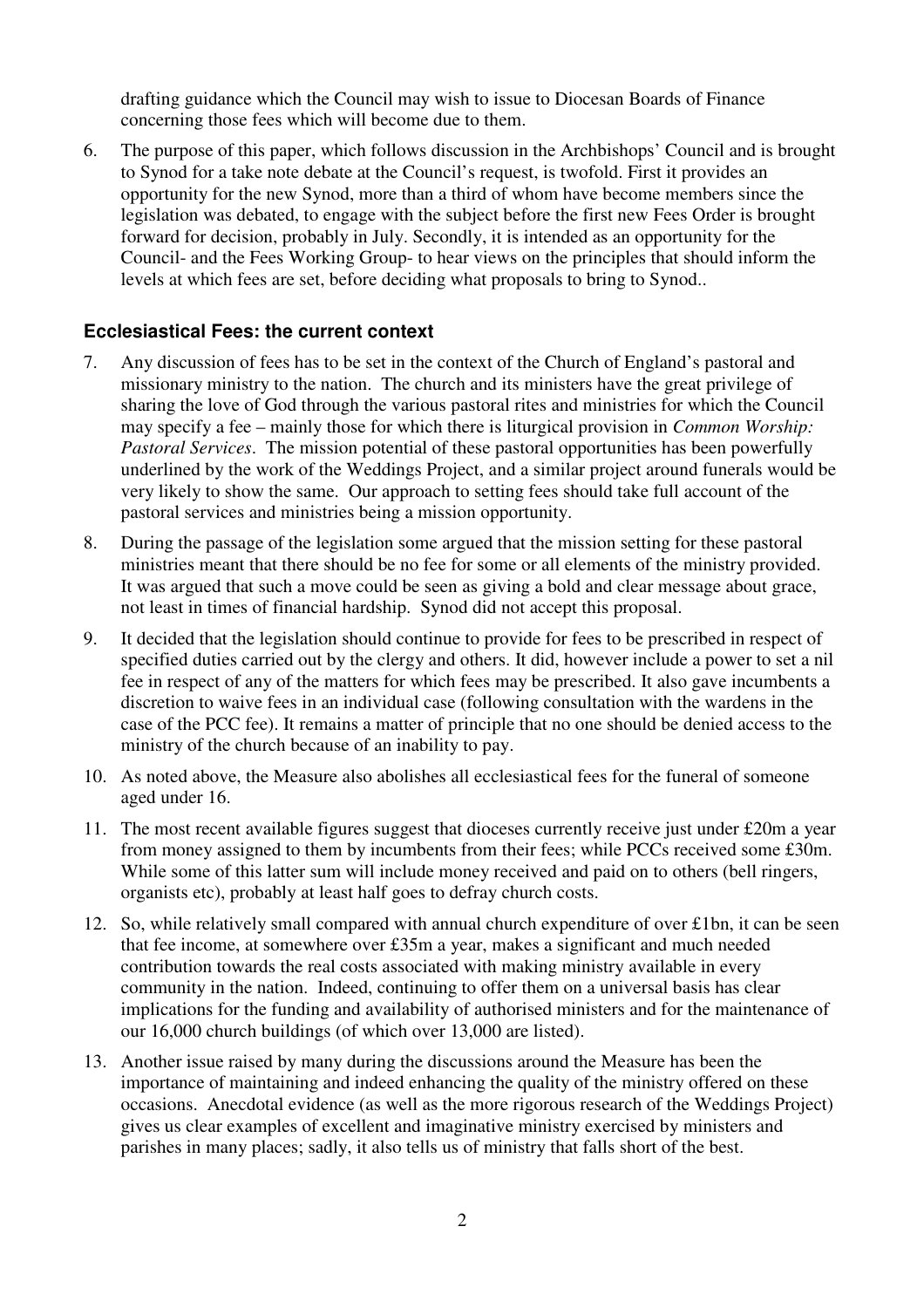drafting guidance which the Council may wish to issue to Diocesan Boards of Finance concerning those fees which will become due to them.

6. The purpose of this paper, which follows discussion in the Archbishops' Council and is brought to Synod for a take note debate at the Council's request, is twofold. First it provides an opportunity for the new Synod, more than a third of whom have become members since the legislation was debated, to engage with the subject before the first new Fees Order is brought forward for decision, probably in July. Secondly, it is intended as an opportunity for the Council- and the Fees Working Group- to hear views on the principles that should inform the levels at which fees are set, before deciding what proposals to bring to Synod..

## Ecclesiastical Fees: the current context

7. Any discussion of fees has to be set in the context of the Church of England's pastoral and missionary ministry to the nation. The church and its ministers have the great privilege of sharing the love of God through the various pastoral rites and ministries for which the Council may specify a fee – mainly those for which there is liturgical provision in *Common Worship: Pastoral Services*. The mission potential of these pastoral opportunities has been powerfully underlined by the work of the Weddings Project, and a similar project around funerals would be very likely to show the same. Our approach to setting fees should take full account of the pastoral services and ministries being a mission opportunity.

8. During the passage of the legislation some argued that the mission setting for these pastoral ministries meant that there should be no fee for some or all elements of the ministry provided. It was argued that such a move could be seen as giving a bold and clear message about grace, not least in times of financial hardship. Synod did not accept this proposal.

9. It decided that the legislation should continue to provide for fees to be prescribed in respect of specified duties carried out by the clergy and others. It did, however include a power to set a nil fee in respect of any of the matters for which fees may be prescribed. It also gave incumbents a discretion to waive fees in an individual case (following consultation with the wardens in the case of the PCC fee). It remains a matter of principle that no one should be denied access to the ministry of the church because of an inability to pay.

10. As noted above, the Measure also abolishes all ecclesiastical fees for the funeral of someone aged under 16.

11. The most recent available figures suggest that dioceses currently receive just under £20m a year from money assigned to them by incumbents from their fees; while PCCs received some £30m. While some of this latter sum will include money received and paid on to others (bell ringers, organists etc), probably at least half goes to defray church costs.

12. So, while relatively small compared with annual church expenditure of over £1bn, it can be seen that fee income, at somewhere over £35m a year, makes a significant and much needed contribution towards the real costs associated with making ministry available in every community in the nation. Indeed, continuing to offer them on a universal basis has clear implications for the funding and availability of authorised ministers and for the maintenance of our 16,000 church buildings (of which over 13,000 are listed).

13. Another issue raised by many during the discussions around the Measure has been the importance of maintaining and indeed enhancing the quality of the ministry offered on these occasions. Anecdotal evidence (as well as the more rigorous research of the Weddings Project) gives us clear examples of excellent and imaginative ministry exercised by ministers and parishes in many places; sadly, it also tells us of ministry that falls short of the best.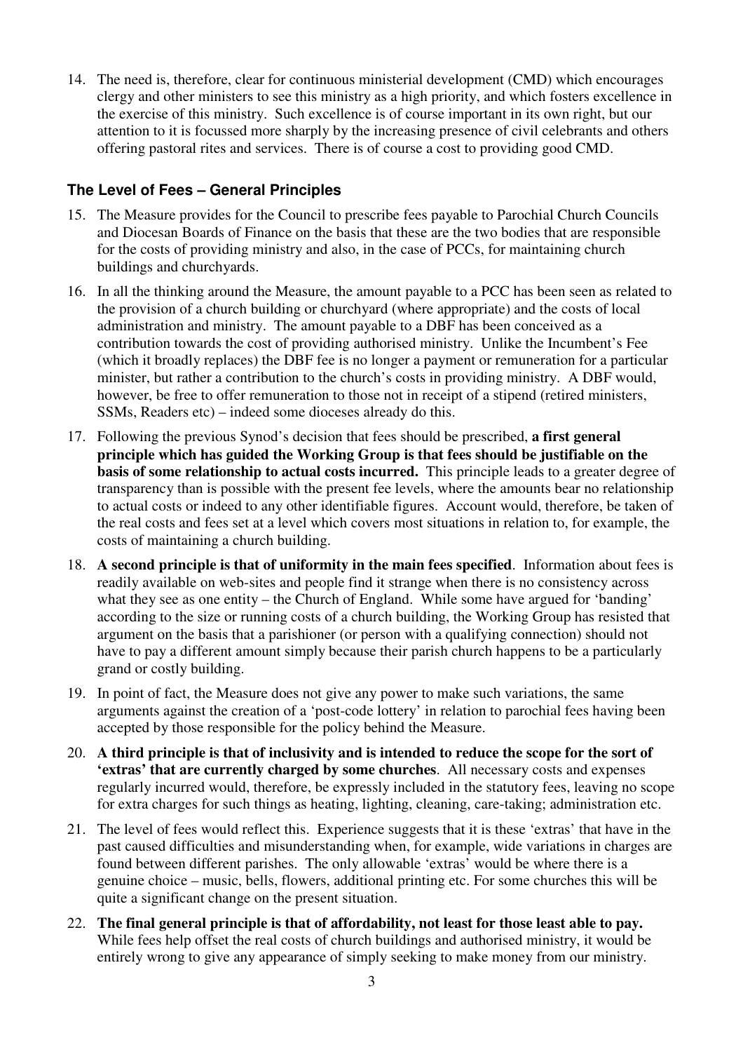14. The need is, therefore, clear for continuous ministerial development (CMD) which encourages clergy and other ministers to see this ministry as a high priority, and which fosters excellence in the exercise of this ministry. Such excellence is of course important in its own right, but our attention to it is focussed more sharply by the increasing presence of civil celebrants and others offering pastoral rites and services. There is of course a cost to providing good CMD.

## The Level of Fees – General Principles

15. The Measure provides for the Council to prescribe fees payable to Parochial Church Councils and Diocesan Boards of Finance on the basis that these are the two bodies that are responsible for the costs of providing ministry and also, in the case of PCCs, for maintaining church buildings and churchyards.

16. In all the thinking around the Measure, the amount payable to a PCC has been seen as related to the provision of a church building or churchyard (where appropriate) and the costs of local administration and ministry. The amount payable to a DBF has been conceived as a contribution towards the cost of providing authorised ministry. Unlike the Incumbent's Fee (which it broadly replaces) the DBF fee is no longer a payment or remuneration for a particular minister, but rather a contribution to the church's costs in providing ministry. A DBF would, however, be free to offer remuneration to those not in receipt of a stipend (retired ministers, SSMs, Readers etc) – indeed some dioceses already do this.

17. Following the previous Synod's decision that fees should be prescribed, **a first general principle which has guided the Working Group is that fees should be justifiable on the basis of some relationship to actual costs incurred.** This principle leads to a greater degree of transparency than is possible with the present fee levels, where the amounts bear no relationship to actual costs or indeed to any other identifiable figures. Account would, therefore, be taken of the real costs and fees set at a level which covers most situations in relation to, for example, the costs of maintaining a church building.

18. **A second principle is that of uniformity in the main fees specified**. Information about fees is readily available on web-sites and people find it strange when there is no consistency across what they see as one entity – the Church of England. While some have argued for 'banding' according to the size or running costs of a church building, the Working Group has resisted that argument on the basis that a parishioner (or person with a qualifying connection) should not have to pay a different amount simply because their parish church happens to be a particularly grand or costly building.

19. In point of fact, the Measure does not give any power to make such variations, the same arguments against the creation of a 'post-code lottery' in relation to parochial fees having been accepted by those responsible for the policy behind the Measure.

20. **A third principle is that of inclusivity and is intended to reduce the scope for the sort of 'extras' that are currently charged by some churches**. All necessary costs and expenses regularly incurred would, therefore, be expressly included in the statutory fees, leaving no scope for extra charges for such things as heating, lighting, cleaning, care-taking; administration etc.

21. The level of fees would reflect this. Experience suggests that it is these 'extras' that have in the past caused difficulties and misunderstanding when, for example, wide variations in charges are found between different parishes. The only allowable 'extras' would be where there is a genuine choice – music, bells, flowers, additional printing etc. For some churches this will be quite a significant change on the present situation.

22. **The final general principle is that of affordability, not least for those least able to pay.** While fees help offset the real costs of church buildings and authorised ministry, it would be entirely wrong to give any appearance of simply seeking to make money from our ministry.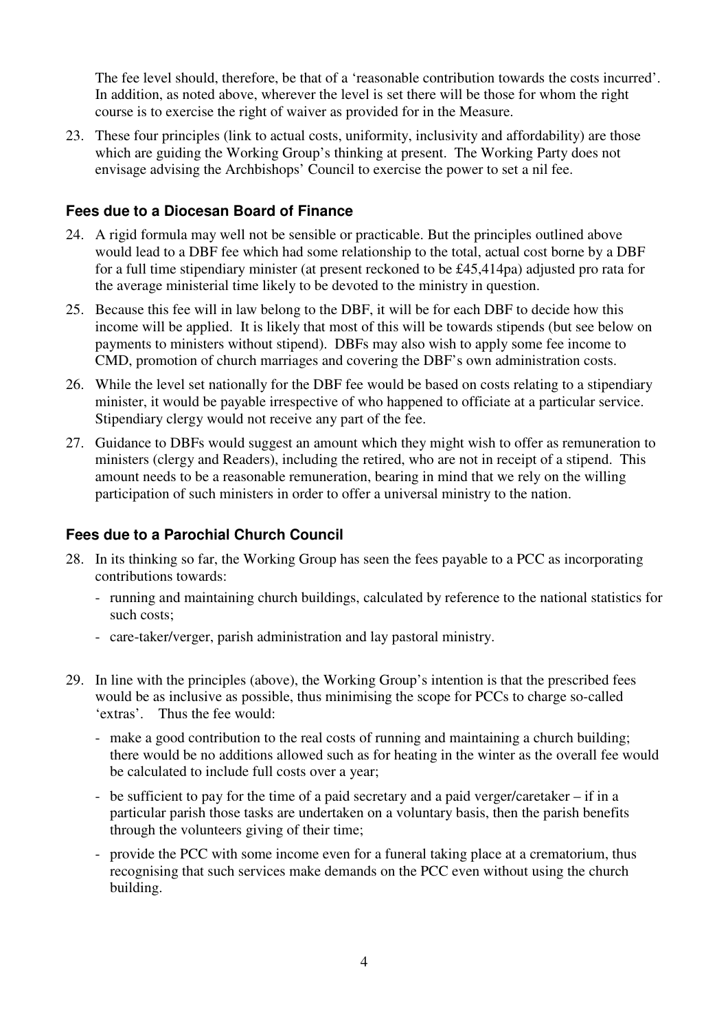The fee level should, therefore, be that of a 'reasonable contribution towards the costs incurred'. In addition, as noted above, wherever the level is set there will be those for whom the right course is to exercise the right of waiver as provided for in the Measure.

23. These four principles (link to actual costs, uniformity, inclusivity and affordability) are those which are guiding the Working Group's thinking at present. The Working Party does not envisage advising the Archbishops' Council to exercise the power to set a nil fee.

### Fees due to a Diocesan Board of Finance

24. A rigid formula may well not be sensible or practicable. But the principles outlined above would lead to a DBF fee which had some relationship to the total, actual cost borne by a DBF for a full time stipendiary minister (at present reckoned to be £45,414pa) adjusted pro rata for the average ministerial time likely to be devoted to the ministry in question.

25. Because this fee will in law belong to the DBF, it will be for each DBF to decide how this income will be applied. It is likely that most of this will be towards stipends (but see below on payments to ministers without stipend). DBFs may also wish to apply some fee income to CMD, promotion of church marriages and covering the DBF's own administration costs.

26. While the level set nationally for the DBF fee would be based on costs relating to a stipendiary minister, it would be payable irrespective of who happened to officiate at a particular service. Stipendiary clergy would not receive any part of the fee.

27. Guidance to DBFs would suggest an amount which they might wish to offer as remuneration to ministers (clergy and Readers), including the retired, who are not in receipt of a stipend. This amount needs to be a reasonable remuneration, bearing in mind that we rely on the willing participation of such ministers in order to offer a universal ministry to the nation.

### Fees due to a Parochial Church Council

28. In its thinking so far, the Working Group has seen the fees payable to a PCC as incorporating contributions towards:
    - running and maintaining church buildings, calculated by reference to the national statistics for such costs;
    - care-taker/verger, parish administration and lay pastoral ministry.

29. In line with the principles (above), the Working Group's intention is that the prescribed fees would be as inclusive as possible, thus minimising the scope for PCCs to charge so-called 'extras'. Thus the fee would:
    - make a good contribution to the real costs of running and maintaining a church building; there would be no additions allowed such as for heating in the winter as the overall fee would be calculated to include full costs over a year;
    - be sufficient to pay for the time of a paid secretary and a paid verger/caretaker – if in a particular parish those tasks are undertaken on a voluntary basis, then the parish benefits through the volunteers giving of their time;
    - provide the PCC with some income even for a funeral taking place at a crematorium, thus recognising that such services make demands on the PCC even without using the church building.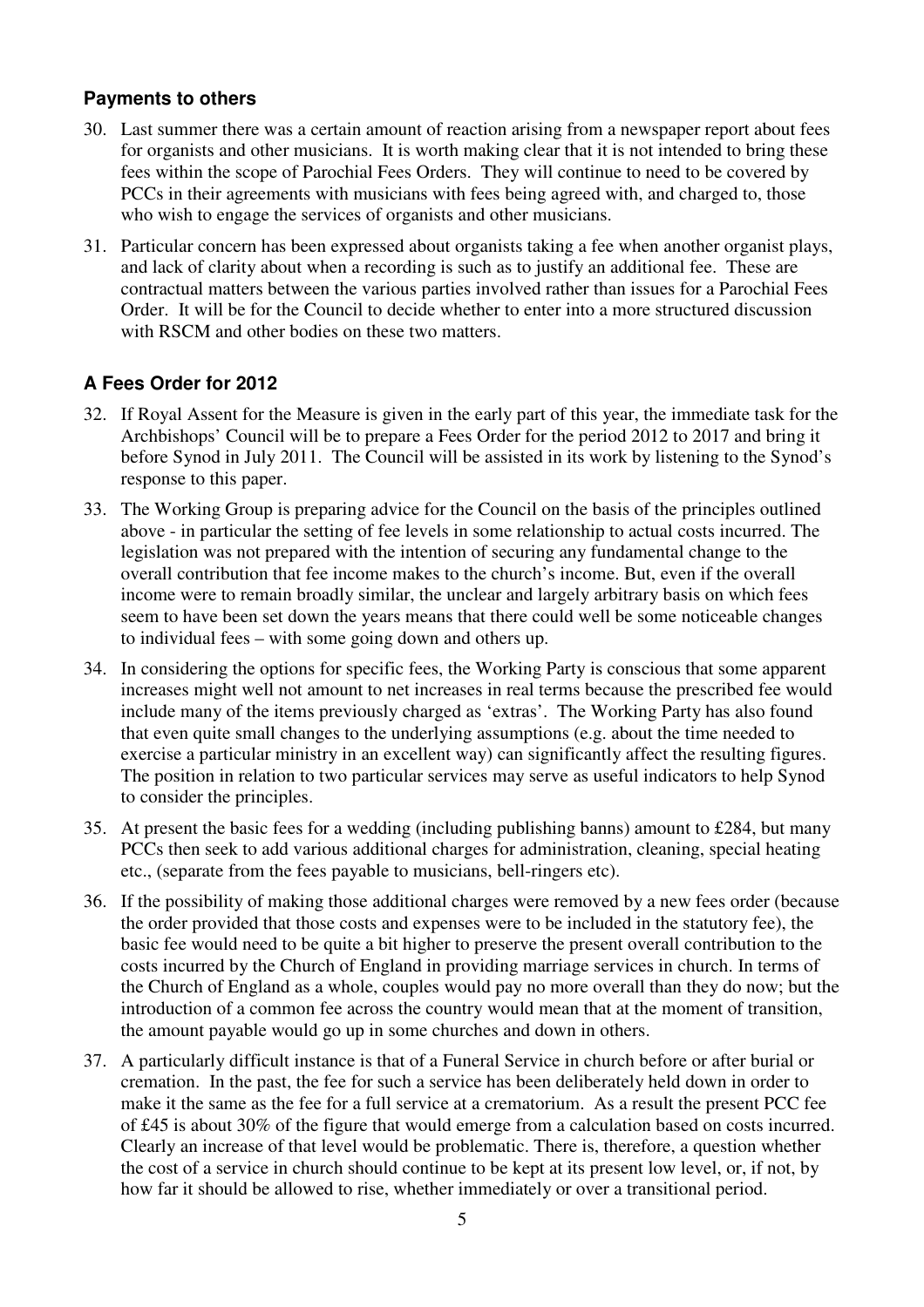### Payments to others

30. Last summer there was a certain amount of reaction arising from a newspaper report about fees for organists and other musicians. It is worth making clear that it is not intended to bring these fees within the scope of Parochial Fees Orders. They will continue to need to be covered by PCCs in their agreements with musicians with fees being agreed with, and charged to, those who wish to engage the services of organists and other musicians.

31. Particular concern has been expressed about organists taking a fee when another organist plays, and lack of clarity about when a recording is such as to justify an additional fee. These are contractual matters between the various parties involved rather than issues for a Parochial Fees Order. It will be for the Council to decide whether to enter into a more structured discussion with RSCM and other bodies on these two matters.

### A Fees Order for 2012

32. If Royal Assent for the Measure is given in the early part of this year, the immediate task for the Archbishops' Council will be to prepare a Fees Order for the period 2012 to 2017 and bring it before Synod in July 2011. The Council will be assisted in its work by listening to the Synod's response to this paper.

33. The Working Group is preparing advice for the Council on the basis of the principles outlined above - in particular the setting of fee levels in some relationship to actual costs incurred. The legislation was not prepared with the intention of securing any fundamental change to the overall contribution that fee income makes to the church's income. But, even if the overall income were to remain broadly similar, the unclear and largely arbitrary basis on which fees seem to have been set down the years means that there could well be some noticeable changes to individual fees – with some going down and others up.

34. In considering the options for specific fees, the Working Party is conscious that some apparent increases might well not amount to net increases in real terms because the prescribed fee would include many of the items previously charged as 'extras'. The Working Party has also found that even quite small changes to the underlying assumptions (e.g. about the time needed to exercise a particular ministry in an excellent way) can significantly affect the resulting figures. The position in relation to two particular services may serve as useful indicators to help Synod to consider the principles.

35. At present the basic fees for a wedding (including publishing banns) amount to £284, but many PCCs then seek to add various additional charges for administration, cleaning, special heating etc., (separate from the fees payable to musicians, bell-ringers etc).

36. If the possibility of making those additional charges were removed by a new fees order (because the order provided that those costs and expenses were to be included in the statutory fee), the basic fee would need to be quite a bit higher to preserve the present overall contribution to the costs incurred by the Church of England in providing marriage services in church. In terms of the Church of England as a whole, couples would pay no more overall than they do now; but the introduction of a common fee across the country would mean that at the moment of transition, the amount payable would go up in some churches and down in others.

37. A particularly difficult instance is that of a Funeral Service in church before or after burial or cremation. In the past, the fee for such a service has been deliberately held down in order to make it the same as the fee for a full service at a crematorium. As a result the present PCC fee of £45 is about 30% of the figure that would emerge from a calculation based on costs incurred. Clearly an increase of that level would be problematic. There is, therefore, a question whether the cost of a service in church should continue to be kept at its present low level, or, if not, by how far it should be allowed to rise, whether immediately or over a transitional period.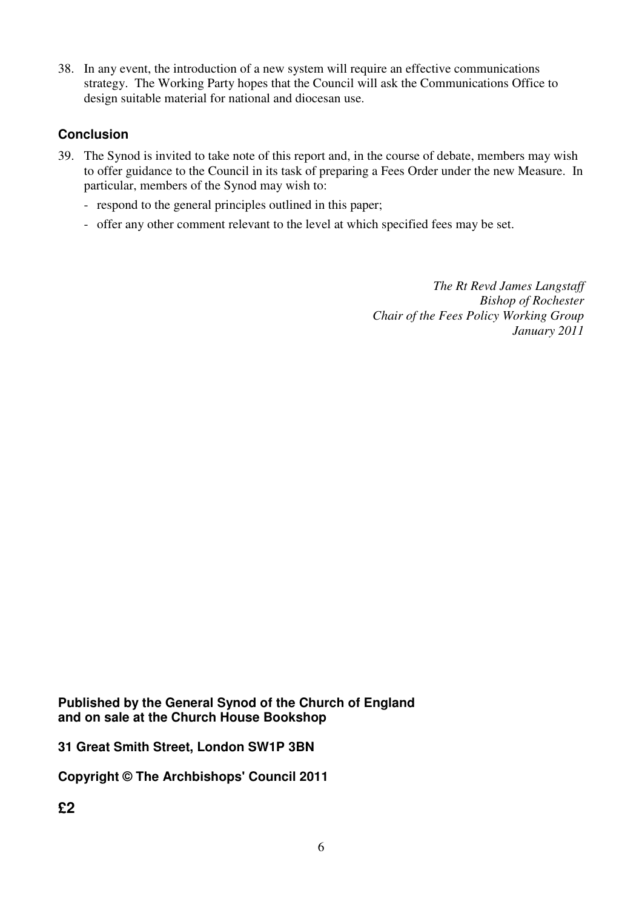38. In any event, the introduction of a new system will require an effective communications strategy. The Working Party hopes that the Council will ask the Communications Office to design suitable material for national and diocesan use.

## Conclusion

39. The Synod is invited to take note of this report and, in the course of debate, members may wish to offer guidance to the Council in its task of preparing a Fees Order under the new Measure. In particular, members of the Synod may wish to:

    - respond to the general principles outlined in this paper;
    - offer any other comment relevant to the level at which specified fees may be set.

*The Rt Revd James Langstaff*
*Bishop of Rochester*
*Chair of the Fees Policy Working Group*
*January 2011*

**Published by the General Synod of the Church of England and on sale at the Church House Bookshop**

**31 Great Smith Street, London SW1P 3BN**

**Copyright © The Archbishops' Council 2011**

**£2**